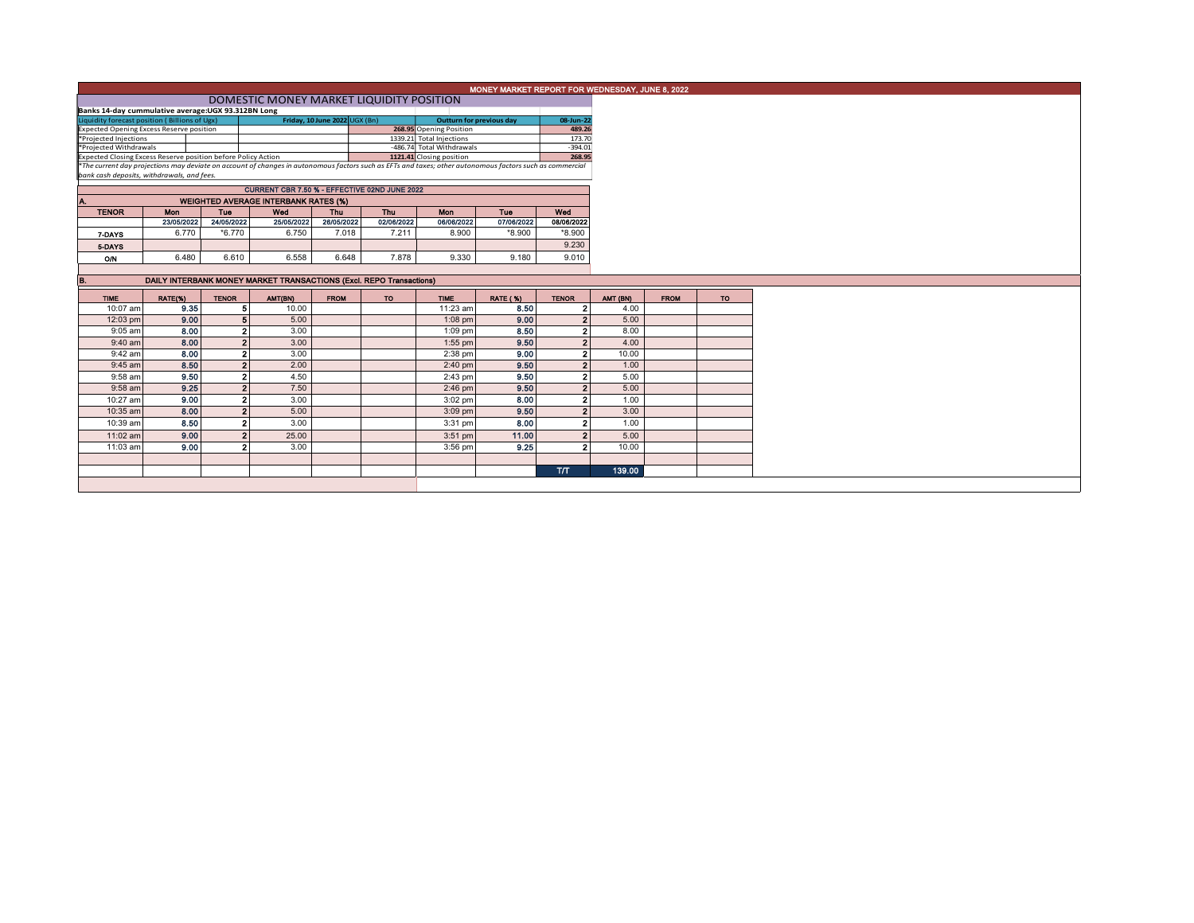# MONEY MARKET REPORT FOR WEDNESDAY, JUNE 8, 2022

## DOMESTIC MONEY MARKET LIQUIDITY POSITION

**Banks 14-day cummulative average:UGX 93.312BN Long**

| Liquidity forecast position ( Billions of Ugx) | Friday, 10 June 2022 UGX (Bn) | Outturn for previous day | 08-Jun-22 |
|---|---|---|---|
| Expected Opening Excess Reserve position | 268.95 | Opening Position | 489.26 |
| *Projected Injections | 1339.21 | Total Injections | 173.70 |
| *Projected Withdrawals | -486.74 | Total Withdrawals | -394.01 |
| Expected Closing Excess Reserve position before Policy Action | 1121.41 | Closing position | 268.95 |

*The current day projections may deviate on account of changes in autonomous factors such as EFTs and taxes; other autonomous factors such as commercial bank cash deposits, withdrawals, and fees.*

**CURRENT CBR 7.50 % - EFFECTIVE 02ND JUNE 2022**

### A. WEIGHTED AVERAGE INTERBANK RATES (%)

| TENOR | Mon | Tue | Wed | Thu | Thu | Mon | Tue | Wed |
|---|---|---|---|---|---|---|---|---|
| | 23/05/2022 | 24/05/2022 | 25/05/2022 | 26/05/2022 | 02/06/2022 | 06/06/2022 | 07/06/2022 | 08/06/2022 |
| 7-DAYS | 6.770 | *6.770 | 6.750 | 7.018 | 7.211 | 8.900 | *8.900 | *8.900 |
| 5-DAYS | | | | | | | | 9.230 |
| O/N | 6.480 | 6.610 | 6.558 | 6.648 | 7.878 | 9.330 | 9.180 | 9.010 |

### B. DAILY INTERBANK MONEY MARKET TRANSACTIONS (Excl. REPO Transactions)

| TIME | RATE(%) | TENOR | AMT(BN) | FROM | TO | TIME | RATE ( %) | TENOR | AMT (BN) | FROM | TO |
|---|---|---|---|---|---|---|---|---|---|---|---|
| 10:07 am | 9.35 | 5 | 10.00 | | | 11:23 am | 8.50 | 2 | 4.00 | | |
| 12:03 pm | 9.00 | 5 | 5.00 | | | 1:08 pm | 9.00 | 2 | 5.00 | | |
| 9:05 am | 8.00 | 2 | 3.00 | | | 1:09 pm | 8.50 | 2 | 8.00 | | |
| 9:40 am | 8.00 | 2 | 3.00 | | | 1:55 pm | 9.50 | 2 | 4.00 | | |
| 9:42 am | 8.00 | 2 | 3.00 | | | 2:38 pm | 9.00 | 2 | 10.00 | | |
| 9:45 am | 8.50 | 2 | 2.00 | | | 2:40 pm | 9.50 | 2 | 1.00 | | |
| 9:58 am | 9.50 | 2 | 4.50 | | | 2:43 pm | 9.50 | 2 | 5.00 | | |
| 9:58 am | 9.25 | 2 | 7.50 | | | 2:46 pm | 9.50 | 2 | 5.00 | | |
| 10:27 am | 9.00 | 2 | 3.00 | | | 3:02 pm | 8.00 | 2 | 1.00 | | |
| 10:35 am | 8.00 | 2 | 5.00 | | | 3:09 pm | 9.50 | 2 | 3.00 | | |
| 10:39 am | 8.50 | 2 | 3.00 | | | 3:31 pm | 8.00 | 2 | 1.00 | | |
| 11:02 am | 9.00 | 2 | 25.00 | | | 3:51 pm | 11.00 | 2 | 5.00 | | |
| 11:03 am | 9.00 | 2 | 3.00 | | | 3:56 pm | 9.25 | 2 | 10.00 | | |
| | | | | | | | | T/T | 139.00 | | |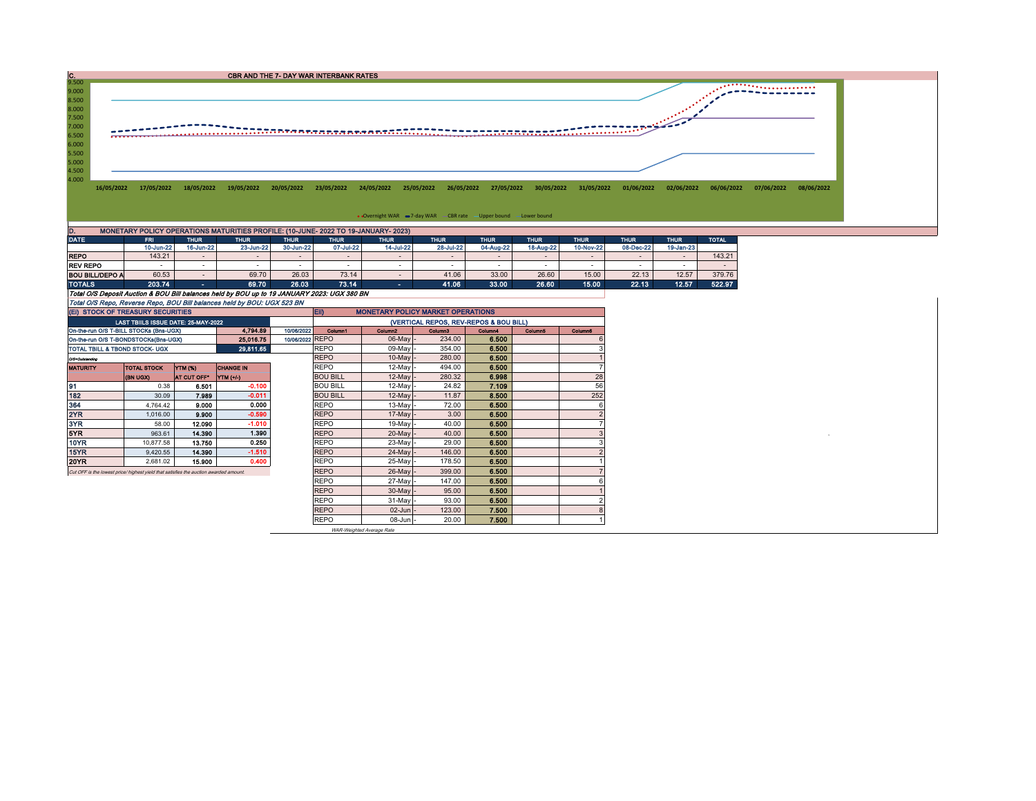## C. CBR AND THE 7- DAY WAR INTERBANK RATES

9.500
9.000
8.500
8.000
7.500
7.000
6.500
6.000
5.500
5.000
4.500
4.000

16/05/2022 17/05/2022 18/05/2022 19/05/2022 20/05/2022 23/05/2022 24/05/2022 25/05/2022 26/05/2022 27/05/2022 30/05/2022 31/05/2022 01/06/2022 02/06/2022 06/06/2022 07/06/2022 08/06/2022

Overnight WAR, 7-day WAR, CBR rate, Upper bound, Lower bound

## D. MONETARY POLICY OPERATIONS MATURITIES PROFILE: (10-JUNE- 2022 TO 19-JANUARY- 2023)

| DATE | FRI | THUR | THUR | THUR | THUR | THUR | THUR | THUR | THUR | THUR | THUR | THUR | TOTAL |
|---|---|---|---|---|---|---|---|---|---|---|---|---|---|
| | 10-Jun-22 | 16-Jun-22 | 23-Jun-22 | 30-Jun-22 | 07-Jul-22 | 14-Jul-22 | 28-Jul-22 | 04-Aug-22 | 18-Aug-22 | 10-Nov-22 | 08-Dec-22 | 19-Jan-23 | |
| REPO | 143.21 | - | - | - | - | - | - | - | - | - | - | - | 143.21 |
| REV REPO | - | - | - | - | - | - | - | - | - | - | - | - | - |
| BOU BILL/DEPO A | 60.53 | - | 69.70 | 26.03 | 73.14 | - | 41.06 | 33.00 | 26.60 | 15.00 | 22.13 | 12.57 | 379.76 |
| TOTALS | 203.74 | - | 69.70 | 26.03 | 73.14 | - | 41.06 | 33.00 | 26.60 | 15.00 | 22.13 | 12.57 | 522.97 |

*Total O/S Deposit Auction & BOU Bill balances held by BOU up to 19 JANUARY 2023: UGX 380 BN*

*Total O/S Repo, Reverse Repo, BOU Bill balances held by BOU: UGX 523 BN*

### (EI) STOCK OF TREASURY SECURITIES

| LAST TBIILS ISSUE DATE: 25-MAY-2022 | | |
|---|---|---|
| On-the-run O/S T-BILL STOCKs (Bns-UGX) | 4,794.89 | 10/06/2022 |
| On-the-run O/S T-BONDSTOCKs(Bns-UGX) | 25,016.75 | 10/06/2022 |
| TOTAL TBILL & TBOND STOCK- UGX | 29,811.65 | |

O/S=Outstanding

| MATURITY | TOTAL STOCK (BN UGX) | YTM (%) AT CUT OFF* | CHANGE IN YTM (+/-) |
|---|---|---|---|
| 91 | 0.38 | 6.501 | -0.100 |
| 182 | 30.09 | 7.989 | -0.011 |
| 364 | 4,764.42 | 9.000 | 0.000 |
| 2YR | 1,016.00 | 9.900 | -0.590 |
| 3YR | 58.00 | 12.090 | -1.010 |
| 5YR | 963.61 | 14.390 | 1.390 |
| 10YR | 10,877.58 | 13.750 | 0.250 |
| 15YR | 9,420.55 | 14.390 | -1.510 |
| 20YR | 2,681.02 | 15.900 | 0.400 |

*Cut OFF is the lowest price/ highest yield that satisfies the auction awarded amount.*

### EII) MONETARY POLICY MARKET OPERATIONS

(VERTICAL REPOS, REV-REPOS & BOU BILL)

| Column1 | Column2 | Column3 | Column4 | Column5 | Column6 |
|---|---|---|---|---|---|
| REPO | 06-May - | 234.00 | 6.500 | | 6 |
| REPO | 09-May - | 354.00 | 6.500 | | 3 |
| REPO | 10-May - | 280.00 | 6.500 | | 1 |
| REPO | 12-May - | 494.00 | 6.500 | | 7 |
| BOU BILL | 12-May - | 280.32 | 6.998 | | 28 |
| BOU BILL | 12-May - | 24.82 | 7.109 | | 56 |
| BOU BILL | 12-May - | 11.87 | 8.500 | | 252 |
| REPO | 13-May - | 72.00 | 6.500 | | 6 |
| REPO | 17-May - | 3.00 | 6.500 | | 2 |
| REPO | 19-May - | 40.00 | 6.500 | | 7 |
| REPO | 20-May - | 40.00 | 6.500 | | 3 |
| REPO | 23-May - | 29.00 | 6.500 | | 3 |
| REPO | 24-May - | 146.00 | 6.500 | | 2 |
| REPO | 25-May - | 178.50 | 6.500 | | 1 |
| REPO | 26-May - | 399.00 | 6.500 | | 7 |
| REPO | 27-May - | 147.00 | 6.500 | | 6 |
| REPO | 30-May - | 95.00 | 6.500 | | 1 |
| REPO | 31-May - | 93.00 | 6.500 | | 2 |
| REPO | 02-Jun - | 123.00 | 7.500 | | 8 |
| REPO | 08-Jun - | 20.00 | 7.500 | | 1 |

*WAR-Weighted Average Rate*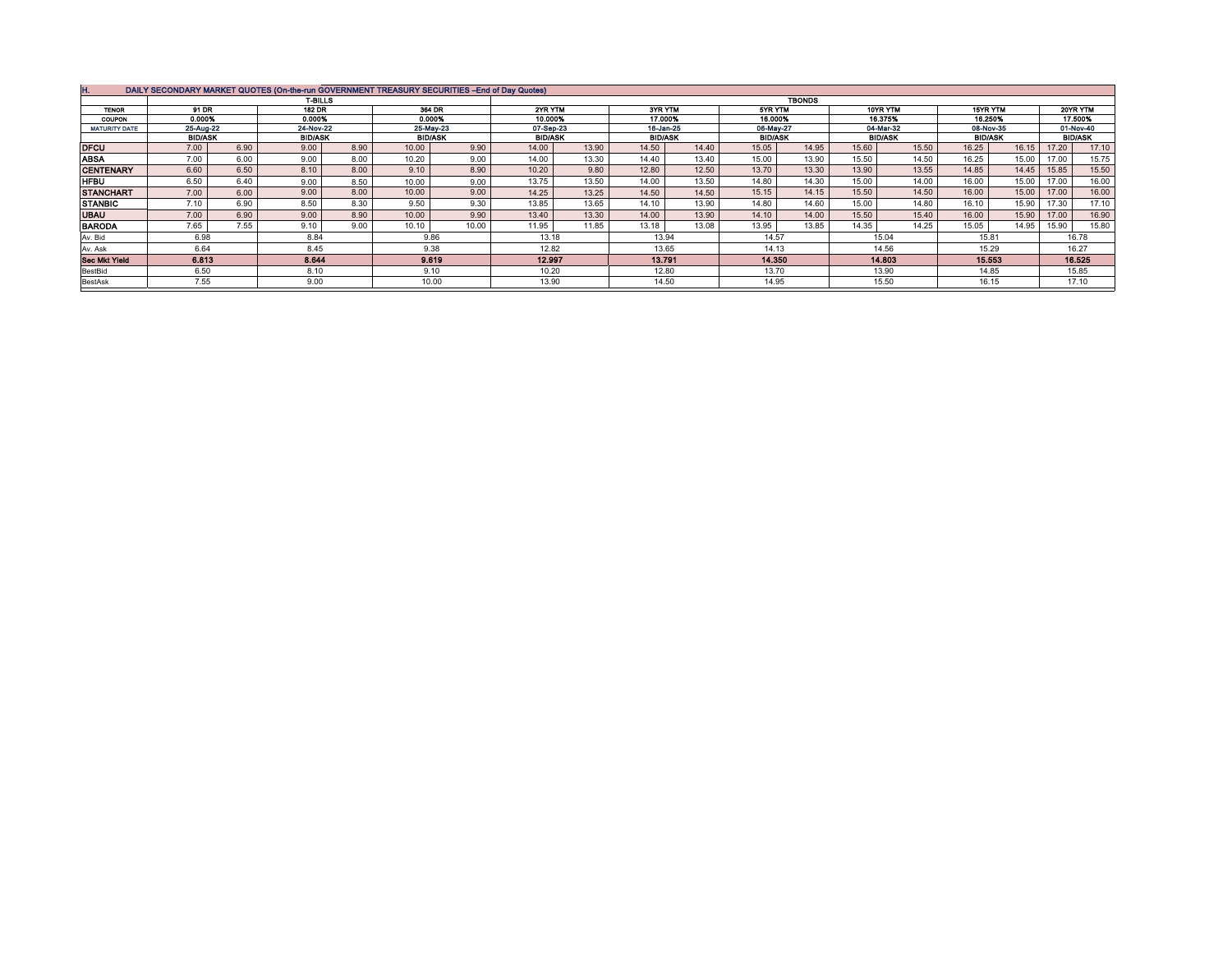| H. | DAILY SECONDARY MARKET QUOTES (On-the-run GOVERNMENT TREASURY SECURITIES –End of Day Quotes) | | | | | | | | | | | | | | | | | |
|---|---|---|---|---|---|---|---|---|---|---|---|---|---|---|---|---|---|---|
| | T-BILLS | | | | | | TBONDS | | | | | | | | | | | |
| TENOR | 91 DR | | 182 DR | | 364 DR | | 2YR YTM | | 3YR YTM | | 5YR YTM | | 10YR YTM | | 15YR YTM | | 20YR YTM | |
| COUPON | 0.000% | | 0.000% | | 0.000% | | 10.000% | | 17.000% | | 16.000% | | 16.375% | | 16.250% | | 17.500% | |
| MATURITY DATE | 25-Aug-22 | | 24-Nov-22 | | 25-May-23 | | 07-Sep-23 | | 16-Jan-25 | | 08-May-27 | | 04-Mar-32 | | 08-Nov-35 | | 01-Nov-40 | |
| | BID/ASK | | BID/ASK | | BID/ASK | | BID/ASK | | BID/ASK | | BID/ASK | | BID/ASK | | BID/ASK | | BID/ASK | |
| DFCU | 7.00 | 6.90 | 9.00 | 8.90 | 10.00 | 9.90 | 14.00 | 13.90 | 14.50 | 14.40 | 15.05 | 14.95 | 15.60 | 15.50 | 16.25 | 16.15 | 17.20 | 17.10 |
| ABSA | 7.00 | 6.00 | 9.00 | 8.00 | 10.20 | 9.00 | 14.00 | 13.30 | 14.40 | 13.40 | 15.00 | 13.90 | 15.50 | 14.50 | 16.25 | 15.00 | 17.00 | 15.75 |
| CENTENARY | 6.60 | 6.50 | 8.10 | 8.00 | 9.10 | 8.90 | 10.20 | 9.80 | 12.80 | 12.50 | 13.70 | 13.30 | 13.90 | 13.55 | 14.85 | 14.45 | 15.85 | 15.50 |
| HFBU | 6.50 | 6.40 | 9.00 | 8.50 | 10.00 | 9.00 | 13.75 | 13.50 | 14.00 | 13.50 | 14.80 | 14.30 | 15.00 | 14.00 | 16.00 | 15.00 | 17.00 | 16.00 |
| STANCHART | 7.00 | 6.00 | 9.00 | 8.00 | 10.00 | 9.00 | 14.25 | 13.25 | 14.50 | 14.50 | 15.15 | 14.15 | 15.50 | 14.50 | 16.00 | 15.00 | 17.00 | 16.00 |
| STANBIC | 7.10 | 6.90 | 8.50 | 8.30 | 9.50 | 9.30 | 13.85 | 13.65 | 14.10 | 13.90 | 14.80 | 14.60 | 15.00 | 14.80 | 16.10 | 15.90 | 17.30 | 17.10 |
| UBAU | 7.00 | 6.90 | 9.00 | 8.90 | 10.00 | 9.90 | 13.40 | 13.30 | 14.00 | 13.90 | 14.10 | 14.00 | 15.50 | 15.40 | 16.00 | 15.90 | 17.00 | 16.90 |
| BARODA | 7.65 | 7.55 | 9.10 | 9.00 | 10.10 | 10.00 | 11.95 | 11.85 | 13.18 | 13.08 | 13.95 | 13.85 | 14.35 | 14.25 | 15.05 | 14.95 | 15.90 | 15.80 |
| Av. Bid | 6.98 | | 8.84 | | 9.86 | | 13.18 | | 13.94 | | 14.57 | | 15.04 | | 15.81 | | 16.78 | |
| Av. Ask | 6.64 | | 8.45 | | 9.38 | | 12.82 | | 13.65 | | 14.13 | | 14.56 | | 15.29 | | 16.27 | |
| **Sec Mkt Yield** | **6.813** | | **8.644** | | **9.619** | | **12.997** | | **13.791** | | **14.350** | | **14.803** | | **15.553** | | **16.525** | |
| BestBid | 6.50 | | 8.10 | | 9.10 | | 10.20 | | 12.80 | | 13.70 | | 13.90 | | 14.85 | | 15.85 | |
| BestAsk | 7.55 | | 9.00 | | 10.00 | | 13.90 | | 14.50 | | 14.95 | | 15.50 | | 16.15 | | 17.10 | |